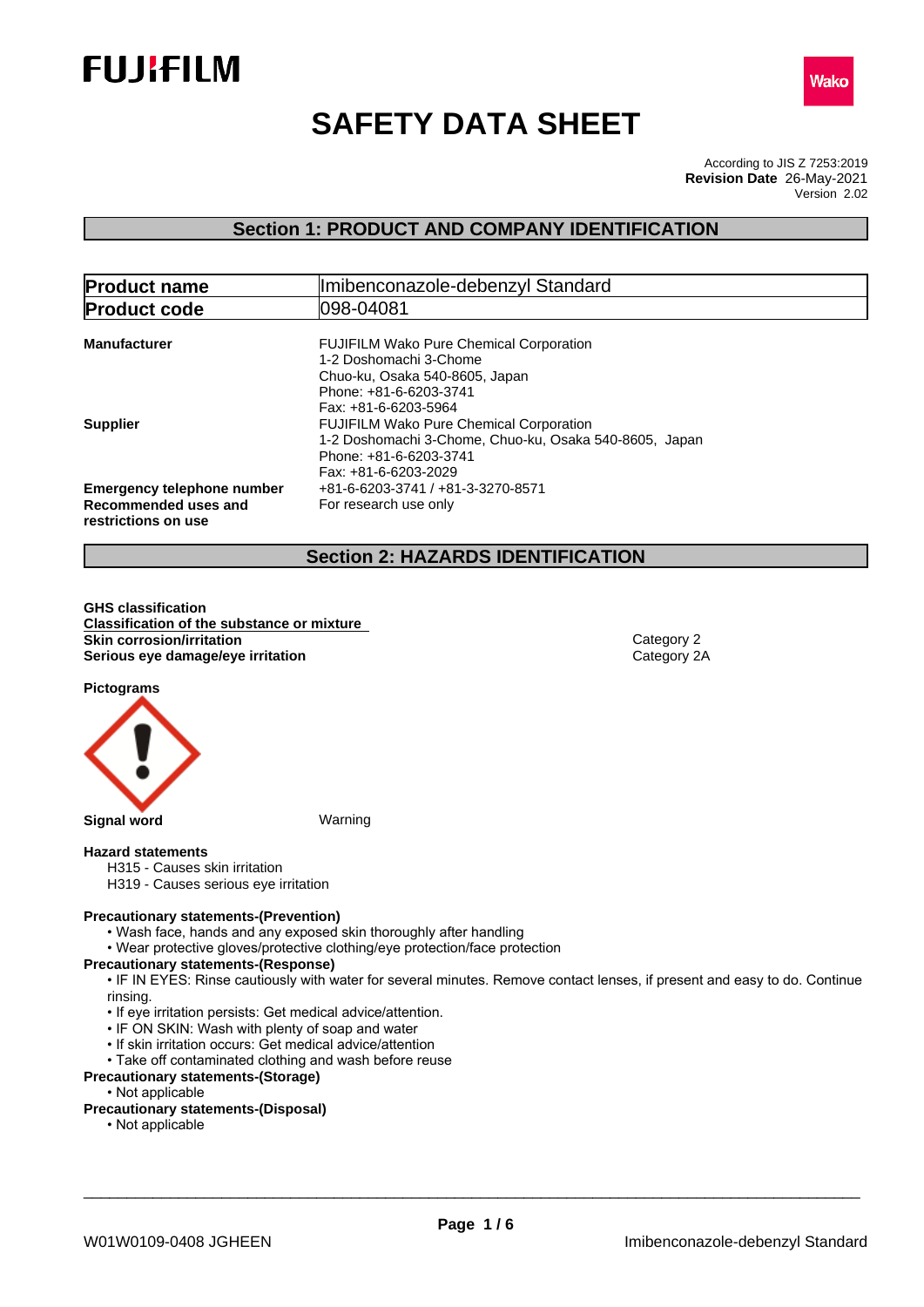FUJIFILM

Wako

# SAFETY DATA SHEET

According to JIS Z 7253:2019
**Revision Date** 26-May-2021
Version 2.02

## Section 1: PRODUCT AND COMPANY IDENTIFICATION

| **Product name** | Imibenconazole-debenzyl Standard |
|---|---|
| **Product code** | 098-04081 |

**Manufacturer**
FUJIFILM Wako Pure Chemical Corporation
1-2 Doshomachi 3-Chome
Chuo-ku, Osaka 540-8605, Japan
Phone: +81-6-6203-3741
Fax: +81-6-6203-5964

**Supplier**
FUJIFILM Wako Pure Chemical Corporation
1-2 Doshomachi 3-Chome, Chuo-ku, Osaka 540-8605, Japan
Phone: +81-6-6203-3741
Fax: +81-6-6203-2029

**Emergency telephone number** +81-6-6203-3741 / +81-3-3270-8571

**Recommended uses and restrictions on use** For research use only

## Section 2: HAZARDS IDENTIFICATION

**GHS classification**

**Classification of the substance or mixture**

| | |
|---|---|
| **Skin corrosion/irritation** | Category 2 |
| **Serious eye damage/eye irritation** | Category 2A |

**Pictograms**

**Signal word** Warning

**Hazard statements**

H315 - Causes skin irritation
H319 - Causes serious eye irritation

**Precautionary statements-(Prevention)**

- Wash face, hands and any exposed skin thoroughly after handling
- Wear protective gloves/protective clothing/eye protection/face protection

**Precautionary statements-(Response)**

- IF IN EYES: Rinse cautiously with water for several minutes. Remove contact lenses, if present and easy to do. Continue rinsing.
- If eye irritation persists: Get medical advice/attention.
- IF ON SKIN: Wash with plenty of soap and water
- If skin irritation occurs: Get medical advice/attention
- Take off contaminated clothing and wash before reuse

**Precautionary statements-(Storage)**

- Not applicable

**Precautionary statements-(Disposal)**

- Not applicable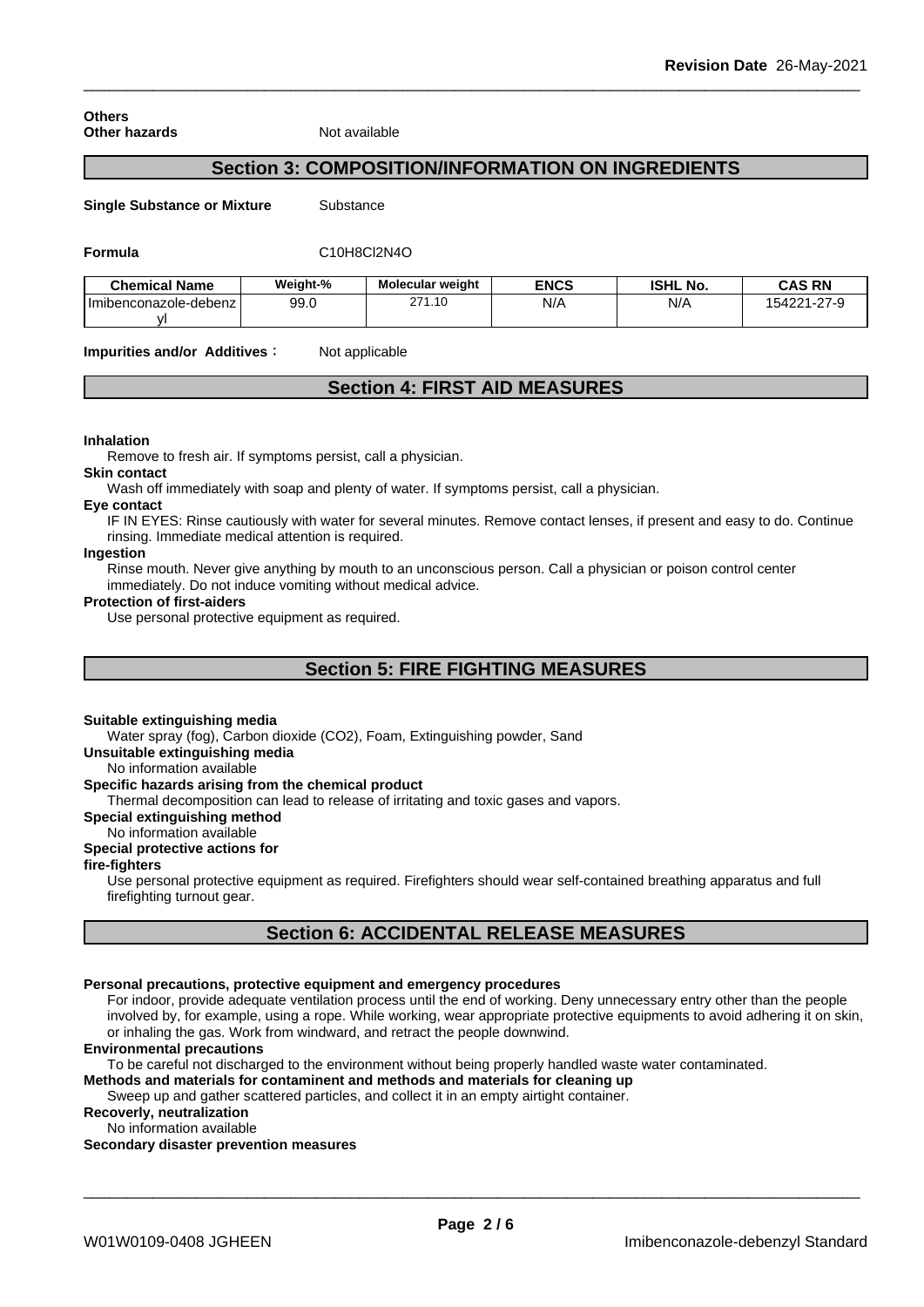**Others**
**Other hazards** Not available

## Section 3: COMPOSITION/INFORMATION ON INGREDIENTS

**Single Substance or Mixture** Substance

**Formula** $C_{10}H_8Cl_2N_4O$

| Chemical Name | Weight-% | Molecular weight | ENCS | ISHL No. | CAS RN |
|---|---|---|---|---|---|
| Imibenconazole-debenzyl | 99.0 | 271.10 | N/A | N/A | 154221-27-9 |

**Impurities and/or Additives：** Not applicable

## Section 4: FIRST AID MEASURES

**Inhalation**
Remove to fresh air. If symptoms persist, call a physician.

**Skin contact**
Wash off immediately with soap and plenty of water. If symptoms persist, call a physician.

**Eye contact**
IF IN EYES: Rinse cautiously with water for several minutes. Remove contact lenses, if present and easy to do. Continue rinsing. Immediate medical attention is required.

**Ingestion**
Rinse mouth. Never give anything by mouth to an unconscious person. Call a physician or poison control center immediately. Do not induce vomiting without medical advice.

**Protection of first-aiders**
Use personal protective equipment as required.

## Section 5: FIRE FIGHTING MEASURES

**Suitable extinguishing media**
Water spray (fog), Carbon dioxide (CO2), Foam, Extinguishing powder, Sand

**Unsuitable extinguishing media**
No information available

**Specific hazards arising from the chemical product**
Thermal decomposition can lead to release of irritating and toxic gases and vapors.

**Special extinguishing method**
No information available

**Special protective actions for fire-fighters**
Use personal protective equipment as required. Firefighters should wear self-contained breathing apparatus and full firefighting turnout gear.

## Section 6: ACCIDENTAL RELEASE MEASURES

**Personal precautions, protective equipment and emergency procedures**
For indoor, provide adequate ventilation process until the end of working. Deny unnecessary entry other than the people involved by, for example, using a rope. While working, wear appropriate protective equipments to avoid adhering it on skin, or inhaling the gas. Work from windward, and retract the people downwind.

**Environmental precautions**
To be careful not discharged to the environment without being properly handled waste water contaminated.

**Methods and materials for contaminent and methods and materials for cleaning up**
Sweep up and gather scattered particles, and collect it in an empty airtight container.

**Recoverly, neutralization**
No information available

**Secondary disaster prevention measures**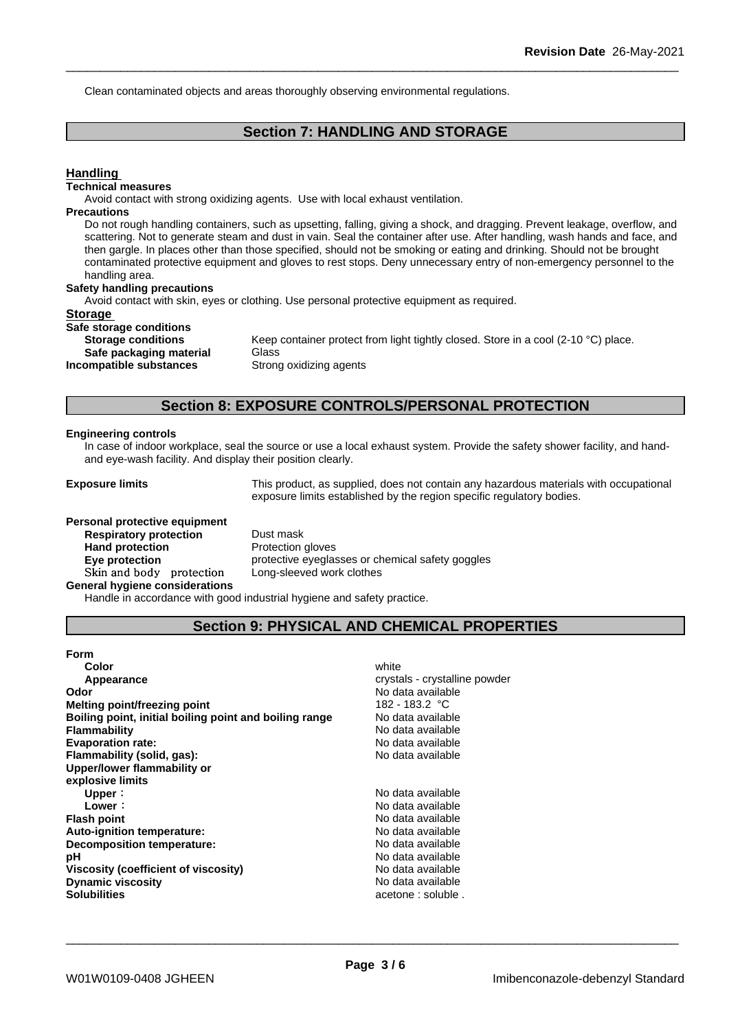Clean contaminated objects and areas thoroughly observing environmental regulations.

## Section 7: HANDLING AND STORAGE

### Handling

**Technical measures**

Avoid contact with strong oxidizing agents. Use with local exhaust ventilation.

**Precautions**

Do not rough handling containers, such as upsetting, falling, giving a shock, and dragging. Prevent leakage, overflow, and scattering. Not to generate steam and dust in vain. Seal the container after use. After handling, wash hands and face, and then gargle. In places other than those specified, should not be smoking or eating and drinking. Should not be brought contaminated protective equipment and gloves to rest stops. Deny unnecessary entry of non-emergency personnel to the handling area.

**Safety handling precautions**

Avoid contact with skin, eyes or clothing. Use personal protective equipment as required.

### Storage

**Safe storage conditions**

| | |
|---|---|
| **Storage conditions** | Keep container protect from light tightly closed. Store in a cool (2-10 °C) place. |
| **Safe packaging material** | Glass |
| **Incompatible substances** | Strong oxidizing agents |

## Section 8: EXPOSURE CONTROLS/PERSONAL PROTECTION

**Engineering controls**

In case of indoor workplace, seal the source or use a local exhaust system. Provide the safety shower facility, and hand- and eye-wash facility. And display their position clearly.

**Exposure limits** This product, as supplied, does not contain any hazardous materials with occupational exposure limits established by the region specific regulatory bodies.

**Personal protective equipment**

| | |
|---|---|
| **Respiratory protection** | Dust mask |
| **Hand protection** | Protection gloves |
| **Eye protection** | protective eyeglasses or chemical safety goggles |
| Skin and body protection | Long-sleeved work clothes |

**General hygiene considerations**

Handle in accordance with good industrial hygiene and safety practice.

## Section 9: PHYSICAL AND CHEMICAL PROPERTIES

| | |
|---|---|
| **Form** | |
| **Color** | white |
| **Appearance** | crystals - crystalline powder |
| **Odor** | No data available |
| **Melting point/freezing point** | 182 - 183.2 °C |
| **Boiling point, initial boiling point and boiling range** | No data available |
| **Flammability** | No data available |
| **Evaporation rate:** | No data available |
| **Flammability (solid, gas):** | No data available |
| **Upper/lower flammability or explosive limits** | |
| **Upper**: | No data available |
| **Lower**: | No data available |
| **Flash point** | No data available |
| **Auto-ignition temperature:** | No data available |
| **Decomposition temperature:** | No data available |
| **pH** | No data available |
| **Viscosity (coefficient of viscosity)** | No data available |
| **Dynamic viscosity** | No data available |
| **Solubilities** | acetone : soluble . |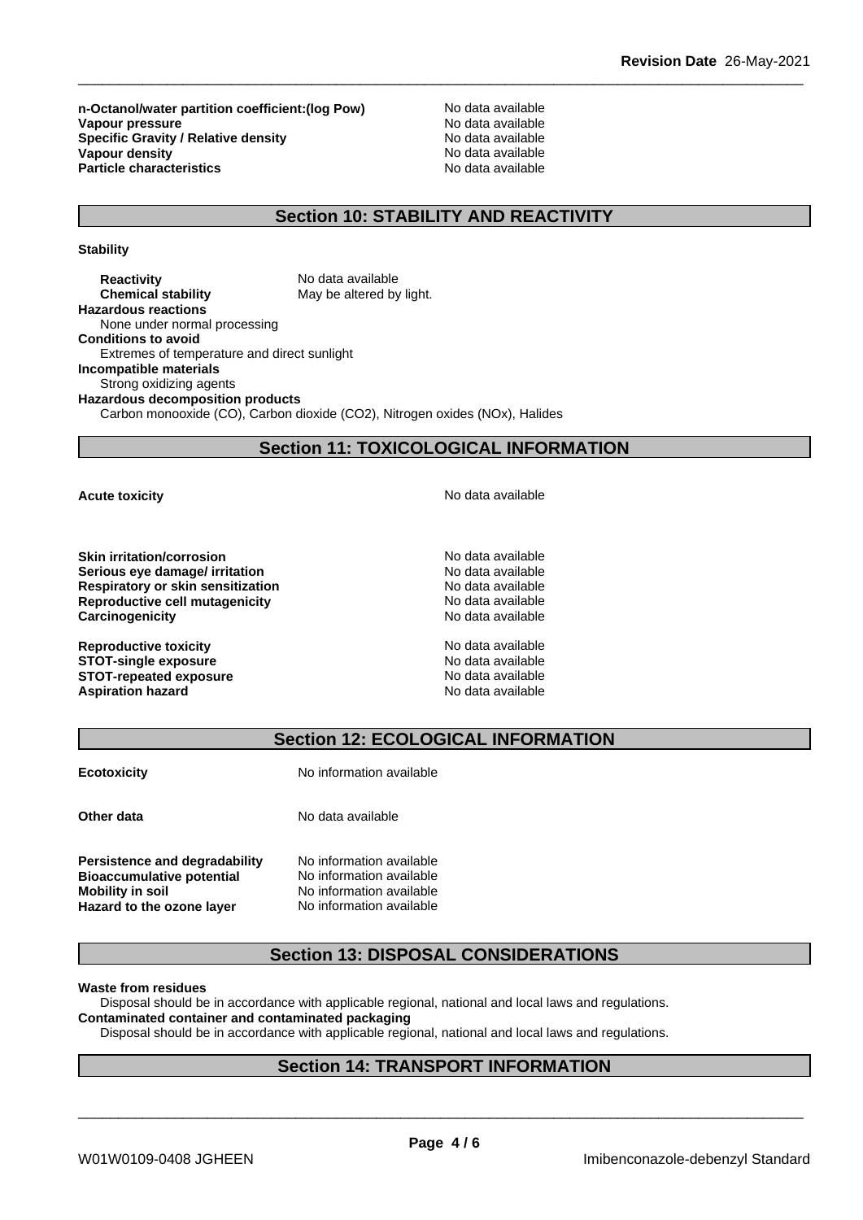| | |
|---|---|
| **n-Octanol/water partition coefficient:(log Pow)** | No data available |
| **Vapour pressure** | No data available |
| **Specific Gravity / Relative density** | No data available |
| **Vapour density** | No data available |
| **Particle characteristics** | No data available |

## Section 10: STABILITY AND REACTIVITY

**Stability**

| | |
|---|---|
| **Reactivity** | No data available |
| **Chemical stability** | May be altered by light. |

**Hazardous reactions**
None under normal processing

**Conditions to avoid**
Extremes of temperature and direct sunlight

**Incompatible materials**
Strong oxidizing agents

**Hazardous decomposition products**
Carbon monooxide (CO), Carbon dioxide ($CO_2$), Nitrogen oxides ($NO_x$), Halides

## Section 11: TOXICOLOGICAL INFORMATION

| | |
|---|---|
| **Acute toxicity** | No data available |
| **Skin irritation/corrosion** | No data available |
| **Serious eye damage/ irritation** | No data available |
| **Respiratory or skin sensitization** | No data available |
| **Reproductive cell mutagenicity** | No data available |
| **Carcinogenicity** | No data available |
| **Reproductive toxicity** | No data available |
| **STOT-single exposure** | No data available |
| **STOT-repeated exposure** | No data available |
| **Aspiration hazard** | No data available |

## Section 12: ECOLOGICAL INFORMATION

| | |
|---|---|
| **Ecotoxicity** | No information available |
| **Other data** | No data available |
| **Persistence and degradability** | No information available |
| **Bioaccumulative potential** | No information available |
| **Mobility in soil** | No information available |
| **Hazard to the ozone layer** | No information available |

## Section 13: DISPOSAL CONSIDERATIONS

**Waste from residues**
Disposal should be in accordance with applicable regional, national and local laws and regulations.

**Contaminated container and contaminated packaging**
Disposal should be in accordance with applicable regional, national and local laws and regulations.

## Section 14: TRANSPORT INFORMATION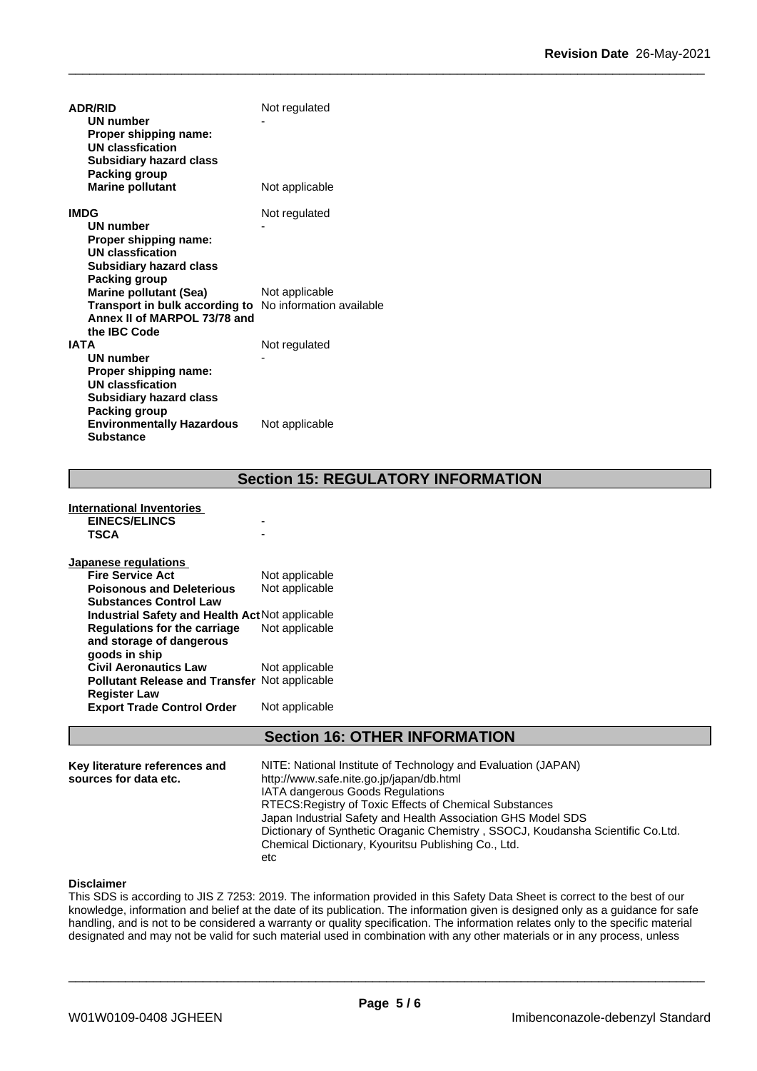| | |
|---|---|
| **ADR/RID** | Not regulated |
| **UN number** | - |
| **Proper shipping name:** | |
| **UN classfication** | |
| **Subsidiary hazard class** | |
| **Packing group** | |
| **Marine pollutant** | Not applicable |
| **IMDG** | Not regulated |
| **UN number** | - |
| **Proper shipping name:** | |
| **UN classfication** | |
| **Subsidiary hazard class** | |
| **Packing group** | |
| **Marine pollutant (Sea)** | Not applicable |
| **Transport in bulk according to Annex II of MARPOL 73/78 and the IBC Code** | No information available |
| **IATA** | Not regulated |
| **UN number** | - |
| **Proper shipping name:** | |
| **UN classfication** | |
| **Subsidiary hazard class** | |
| **Packing group** | |
| **Environmentally Hazardous Substance** | Not applicable |

## Section 15: REGULATORY INFORMATION

**International Inventories**

| | |
|---|---|
| **EINECS/ELINCS** | - |
| **TSCA** | - |

**Japanese regulations**

| | |
|---|---|
| **Fire Service Act** | Not applicable |
| **Poisonous and Deleterious Substances Control Law** | Not applicable |
| **Industrial Safety and Health Act** | Not applicable |
| **Regulations for the carriage and storage of dangerous goods in ship** | Not applicable |
| **Civil Aeronautics Law** | Not applicable |
| **Pollutant Release and Transfer Register Law** | Not applicable |
| **Export Trade Control Order** | Not applicable |

## Section 16: OTHER INFORMATION

**Key literature references and sources for data etc.**

NITE: National Institute of Technology and Evaluation (JAPAN)
http://www.safe.nite.go.jp/japan/db.html
IATA dangerous Goods Regulations
RTECS:Registry of Toxic Effects of Chemical Substances
Japan Industrial Safety and Health Association GHS Model SDS
Dictionary of Synthetic Oraganic Chemistry , SSOCJ, Koudansha Scientific Co.Ltd.
Chemical Dictionary, Kyouritsu Publishing Co., Ltd.
etc

**Disclaimer**

This SDS is according to JIS Z 7253: 2019. The information provided in this Safety Data Sheet is correct to the best of our knowledge, information and belief at the date of its publication. The information given is designed only as a guidance for safe handling, and is not to be considered a warranty or quality specification. The information relates only to the specific material designated and may not be valid for such material used in combination with any other materials or in any process, unless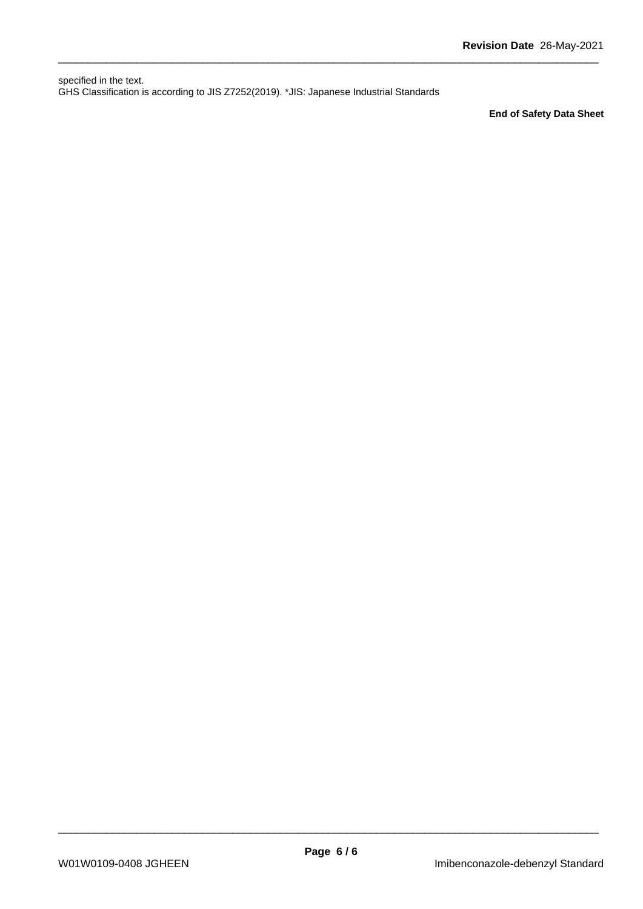specified in the text.
GHS Classification is according to JIS Z7252(2019). *JIS: Japanese Industrial Standards

**End of Safety Data Sheet**